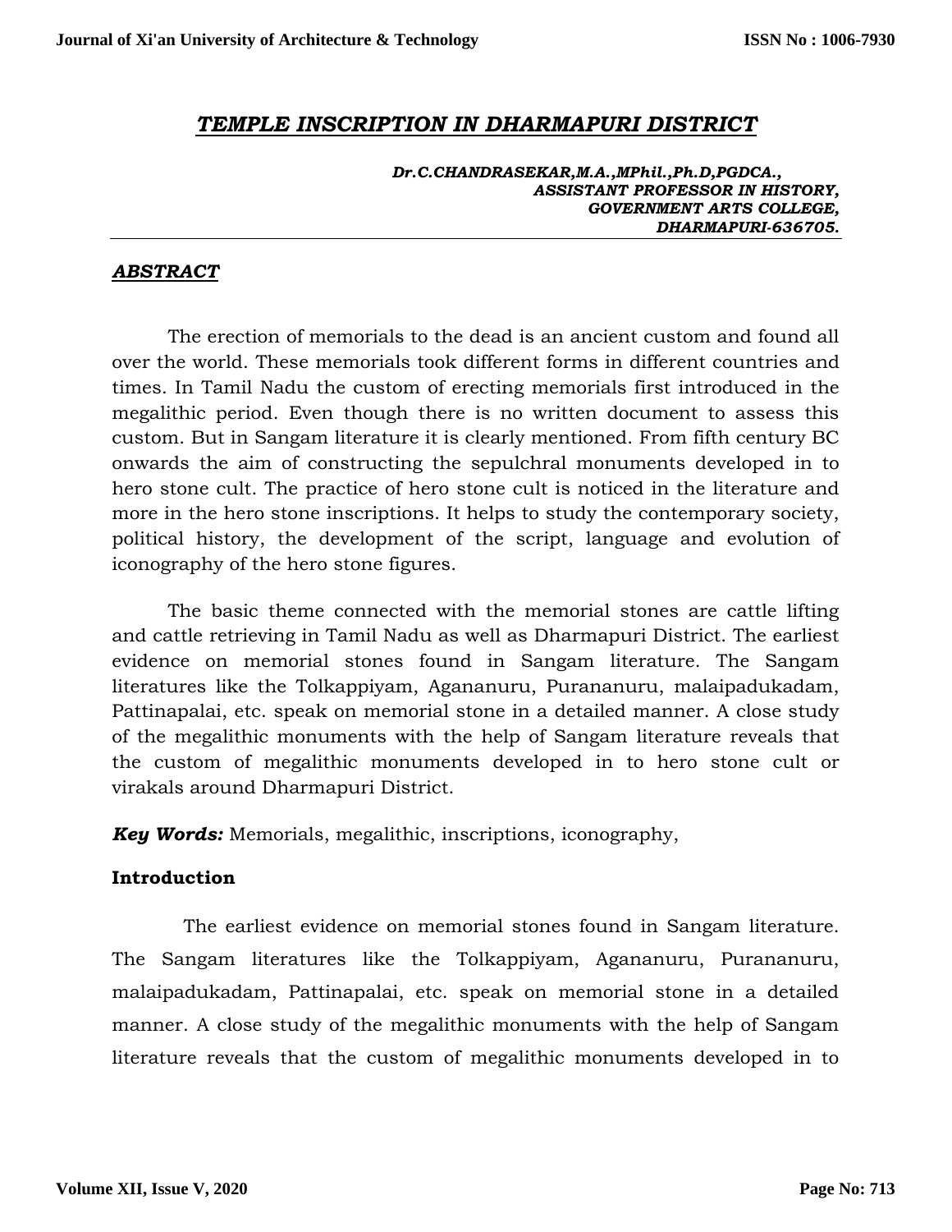# ***TEMPLE INSCRIPTION IN DHARMAPURI DISTRICT***

***Dr.C.CHANDRASEKAR,M.A.,MPhil.,Ph.D,PGDCA.,***
***ASSISTANT PROFESSOR IN HISTORY,***
***GOVERNMENT ARTS COLLEGE,***
***DHARMAPURI-636705.***

## ***ABSTRACT***

The erection of memorials to the dead is an ancient custom and found all over the world. These memorials took different forms in different countries and times. In Tamil Nadu the custom of erecting memorials first introduced in the megalithic period. Even though there is no written document to assess this custom. But in Sangam literature it is clearly mentioned. From fifth century BC onwards the aim of constructing the sepulchral monuments developed in to hero stone cult. The practice of hero stone cult is noticed in the literature and more in the hero stone inscriptions. It helps to study the contemporary society, political history, the development of the script, language and evolution of iconography of the hero stone figures.

The basic theme connected with the memorial stones are cattle lifting and cattle retrieving in Tamil Nadu as well as Dharmapuri District. The earliest evidence on memorial stones found in Sangam literature. The Sangam literatures like the Tolkappiyam, Agananuru, Purananuru, malaipadukadam, Pattinapalai, etc. speak on memorial stone in a detailed manner. A close study of the megalithic monuments with the help of Sangam literature reveals that the custom of megalithic monuments developed in to hero stone cult or virakals around Dharmapuri District.

***Key Words:*** Memorials, megalithic, inscriptions, iconography,

## **Introduction**

The earliest evidence on memorial stones found in Sangam literature. The Sangam literatures like the Tolkappiyam, Agananuru, Purananuru, malaipadukadam, Pattinapalai, etc. speak on memorial stone in a detailed manner. A close study of the megalithic monuments with the help of Sangam literature reveals that the custom of megalithic monuments developed in to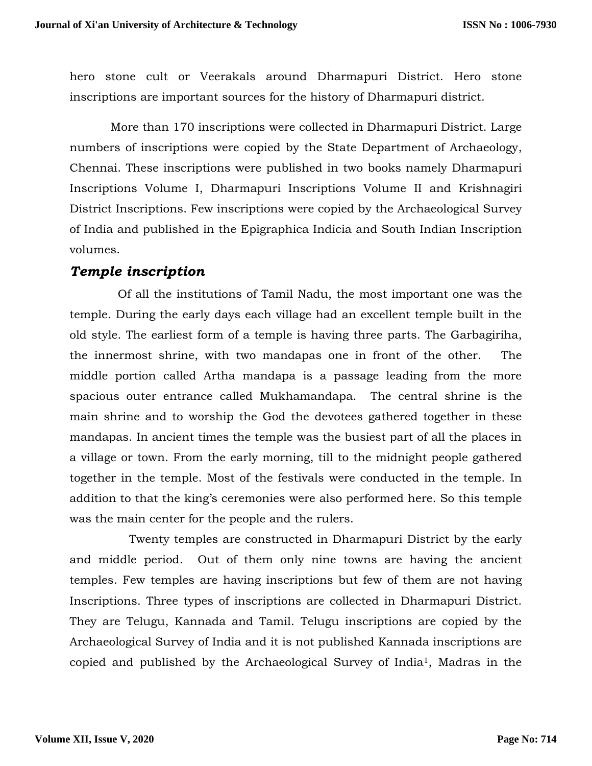hero stone cult or Veerakals around Dharmapuri District. Hero stone inscriptions are important sources for the history of Dharmapuri district.

More than 170 inscriptions were collected in Dharmapuri District. Large numbers of inscriptions were copied by the State Department of Archaeology, Chennai. These inscriptions were published in two books namely Dharmapuri Inscriptions Volume I, Dharmapuri Inscriptions Volume II and Krishnagiri District Inscriptions. Few inscriptions were copied by the Archaeological Survey of India and published in the Epigraphica Indicia and South Indian Inscription volumes.

### *Temple inscription*

Of all the institutions of Tamil Nadu, the most important one was the temple. During the early days each village had an excellent temple built in the old style. The earliest form of a temple is having three parts. The Garbagiriha, the innermost shrine, with two mandapas one in front of the other. The middle portion called Artha mandapa is a passage leading from the more spacious outer entrance called Mukhamandapa. The central shrine is the main shrine and to worship the God the devotees gathered together in these mandapas. In ancient times the temple was the busiest part of all the places in a village or town. From the early morning, till to the midnight people gathered together in the temple. Most of the festivals were conducted in the temple. In addition to that the king's ceremonies were also performed here. So this temple was the main center for the people and the rulers.

Twenty temples are constructed in Dharmapuri District by the early and middle period. Out of them only nine towns are having the ancient temples. Few temples are having inscriptions but few of them are not having Inscriptions. Three types of inscriptions are collected in Dharmapuri District. They are Telugu, Kannada and Tamil. Telugu inscriptions are copied by the Archaeological Survey of India and it is not published Kannada inscriptions are copied and published by the Archaeological Survey of India[1], Madras in the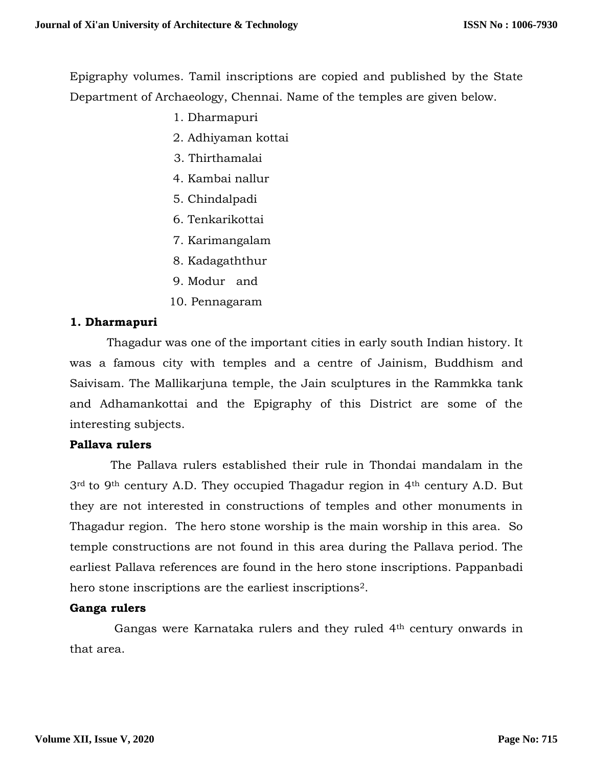Epigraphy volumes. Tamil inscriptions are copied and published by the State Department of Archaeology, Chennai. Name of the temples are given below.

1. Dharmapuri
2. Adhiyaman kottai
3. Thirthamalai
4. Kambai nallur
5. Chindalpadi
6. Tenkarikottai
7. Karimangalam
8. Kadagaththur
9. Modur and
10. Pennagaram

**1. Dharmapuri**

Thagadur was one of the important cities in early south Indian history. It was a famous city with temples and a centre of Jainism, Buddhism and Saivisam. The Mallikarjuna temple, the Jain sculptures in the Rammkka tank and Adhamankottai and the Epigraphy of this District are some of the interesting subjects.

**Pallava rulers**

The Pallava rulers established their rule in Thondai mandalam in the 3rd to 9th century A.D. They occupied Thagadur region in 4th century A.D. But they are not interested in constructions of temples and other monuments in Thagadur region. The hero stone worship is the main worship in this area. So temple constructions are not found in this area during the Pallava period. The earliest Pallava references are found in the hero stone inscriptions. Pappanbadi hero stone inscriptions are the earliest inscriptions[2].

**Ganga rulers**

Gangas were Karnataka rulers and they ruled 4th century onwards in that area.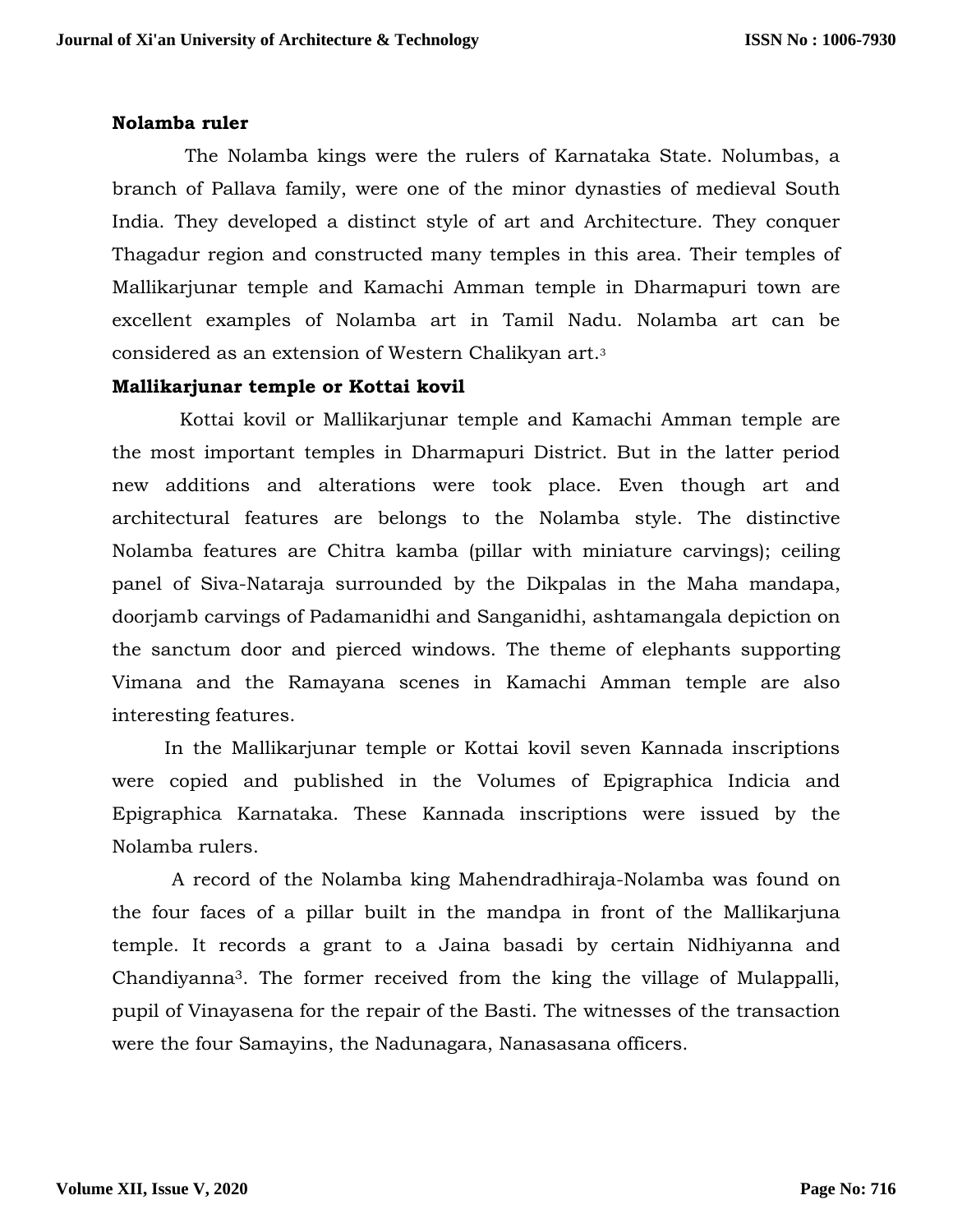**Nolamba ruler**

The Nolamba kings were the rulers of Karnataka State. Nolumbas, a branch of Pallava family, were one of the minor dynasties of medieval South India. They developed a distinct style of art and Architecture. They conquer Thagadur region and constructed many temples in this area. Their temples of Mallikarjunar temple and Kamachi Amman temple in Dharmapuri town are excellent examples of Nolamba art in Tamil Nadu. Nolamba art can be considered as an extension of Western Chalikyan art.[3]

**Mallikarjunar temple or Kottai kovil**

Kottai kovil or Mallikarjunar temple and Kamachi Amman temple are the most important temples in Dharmapuri District. But in the latter period new additions and alterations were took place. Even though art and architectural features are belongs to the Nolamba style. The distinctive Nolamba features are Chitra kamba (pillar with miniature carvings); ceiling panel of Siva-Nataraja surrounded by the Dikpalas in the Maha mandapa, doorjamb carvings of Padamanidhi and Sanganidhi, ashtamangala depiction on the sanctum door and pierced windows. The theme of elephants supporting Vimana and the Ramayana scenes in Kamachi Amman temple are also interesting features.

In the Mallikarjunar temple or Kottai kovil seven Kannada inscriptions were copied and published in the Volumes of Epigraphica Indicia and Epigraphica Karnataka. These Kannada inscriptions were issued by the Nolamba rulers.

A record of the Nolamba king Mahendradhiraja-Nolamba was found on the four faces of a pillar built in the mandpa in front of the Mallikarjuna temple. It records a grant to a Jaina basadi by certain Nidhiyanna and Chandiyanna[3]. The former received from the king the village of Mulappalli, pupil of Vinayasena for the repair of the Basti. The witnesses of the transaction were the four Samayins, the Nadunagara, Nanasasana officers.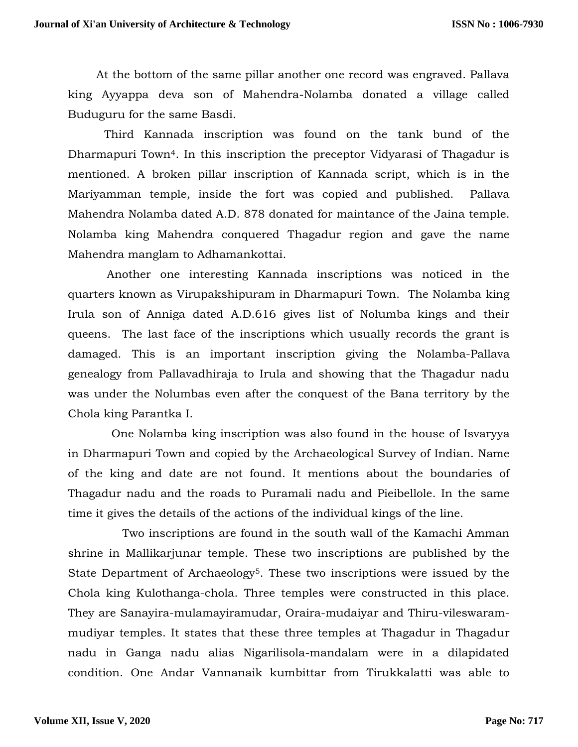At the bottom of the same pillar another one record was engraved. Pallava king Ayyappa deva son of Mahendra-Nolamba donated a village called Buduguru for the same Basdi.

Third Kannada inscription was found on the tank bund of the Dharmapuri Town[4]. In this inscription the preceptor Vidyarasi of Thagadur is mentioned. A broken pillar inscription of Kannada script, which is in the Mariyamman temple, inside the fort was copied and published. Pallava Mahendra Nolamba dated A.D. 878 donated for maintance of the Jaina temple. Nolamba king Mahendra conquered Thagadur region and gave the name Mahendra manglam to Adhamankottai.

Another one interesting Kannada inscriptions was noticed in the quarters known as Virupakshipuram in Dharmapuri Town. The Nolamba king Irula son of Anniga dated A.D.616 gives list of Nolumba kings and their queens. The last face of the inscriptions which usually records the grant is damaged. This is an important inscription giving the Nolamba-Pallava genealogy from Pallavadhiraja to Irula and showing that the Thagadur nadu was under the Nolumbas even after the conquest of the Bana territory by the Chola king Parantka I.

One Nolamba king inscription was also found in the house of Isvaryya in Dharmapuri Town and copied by the Archaeological Survey of Indian. Name of the king and date are not found. It mentions about the boundaries of Thagadur nadu and the roads to Puramali nadu and Pieibellole. In the same time it gives the details of the actions of the individual kings of the line.

Two inscriptions are found in the south wall of the Kamachi Amman shrine in Mallikarjunar temple. These two inscriptions are published by the State Department of Archaeology[5]. These two inscriptions were issued by the Chola king Kulothanga-chola. Three temples were constructed in this place. They are Sanayira-mulamayiramudar, Oraira-mudaiyar and Thiru-vileswaram-mudiyar temples. It states that these three temples at Thagadur in Thagadur nadu in Ganga nadu alias Nigarilisola-mandalam were in a dilapidated condition. One Andar Vannanaik kumbittar from Tirukkalatti was able to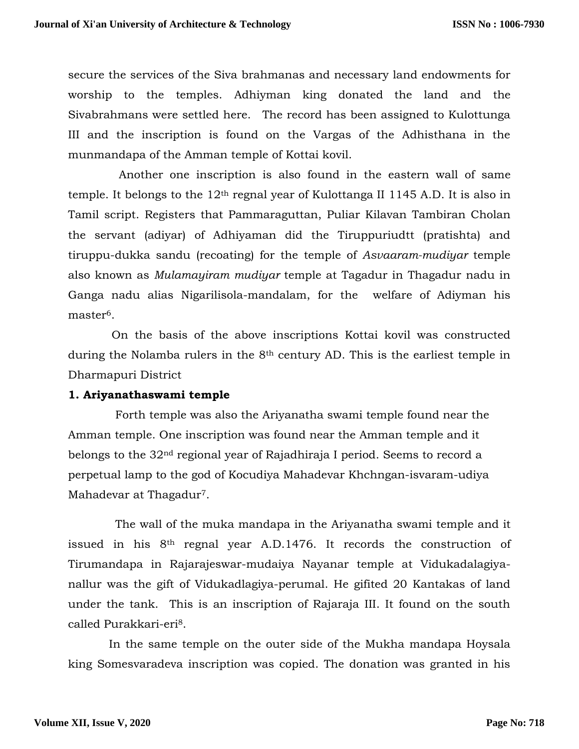secure the services of the Siva brahmanas and necessary land endowments for worship to the temples. Adhiyman king donated the land and the Sivabrahmans were settled here. The record has been assigned to Kulottunga III and the inscription is found on the Vargas of the Adhisthana in the munmandapa of the Amman temple of Kottai kovil.

Another one inscription is also found in the eastern wall of same temple. It belongs to the 12th regnal year of Kulottanga II 1145 A.D. It is also in Tamil script. Registers that Pammaraguttan, Puliar Kilavan Tambiran Cholan the servant (adiyar) of Adhiyaman did the Tiruppuriudtt (pratishta) and tiruppu-dukka sandu (recoating) for the temple of *Asvaaram-mudiyar* temple also known as *Mulamayiram mudiyar* temple at Tagadur in Thagadur nadu in Ganga nadu alias Nigarilisola-mandalam, for the welfare of Adiyman his master[6].

On the basis of the above inscriptions Kottai kovil was constructed during the Nolamba rulers in the 8th century AD. This is the earliest temple in Dharmapuri District

**1. Ariyanathaswami temple**

Forth temple was also the Ariyanatha swami temple found near the Amman temple. One inscription was found near the Amman temple and it belongs to the 32nd regional year of Rajadhiraja I period. Seems to record a perpetual lamp to the god of Kocudiya Mahadevar Khchngan-isvaram-udiya Mahadevar at Thagadur[7].

The wall of the muka mandapa in the Ariyanatha swami temple and it issued in his 8th regnal year A.D.1476. It records the construction of Tirumandapa in Rajarajeswar-mudaiya Nayanar temple at Vidukadalagiya-nallur was the gift of Vidukadlagiya-perumal. He gifited 20 Kantakas of land under the tank. This is an inscription of Rajaraja III. It found on the south called Purakkari-eri[8].

In the same temple on the outer side of the Mukha mandapa Hoysala king Somesvaradeva inscription was copied. The donation was granted in his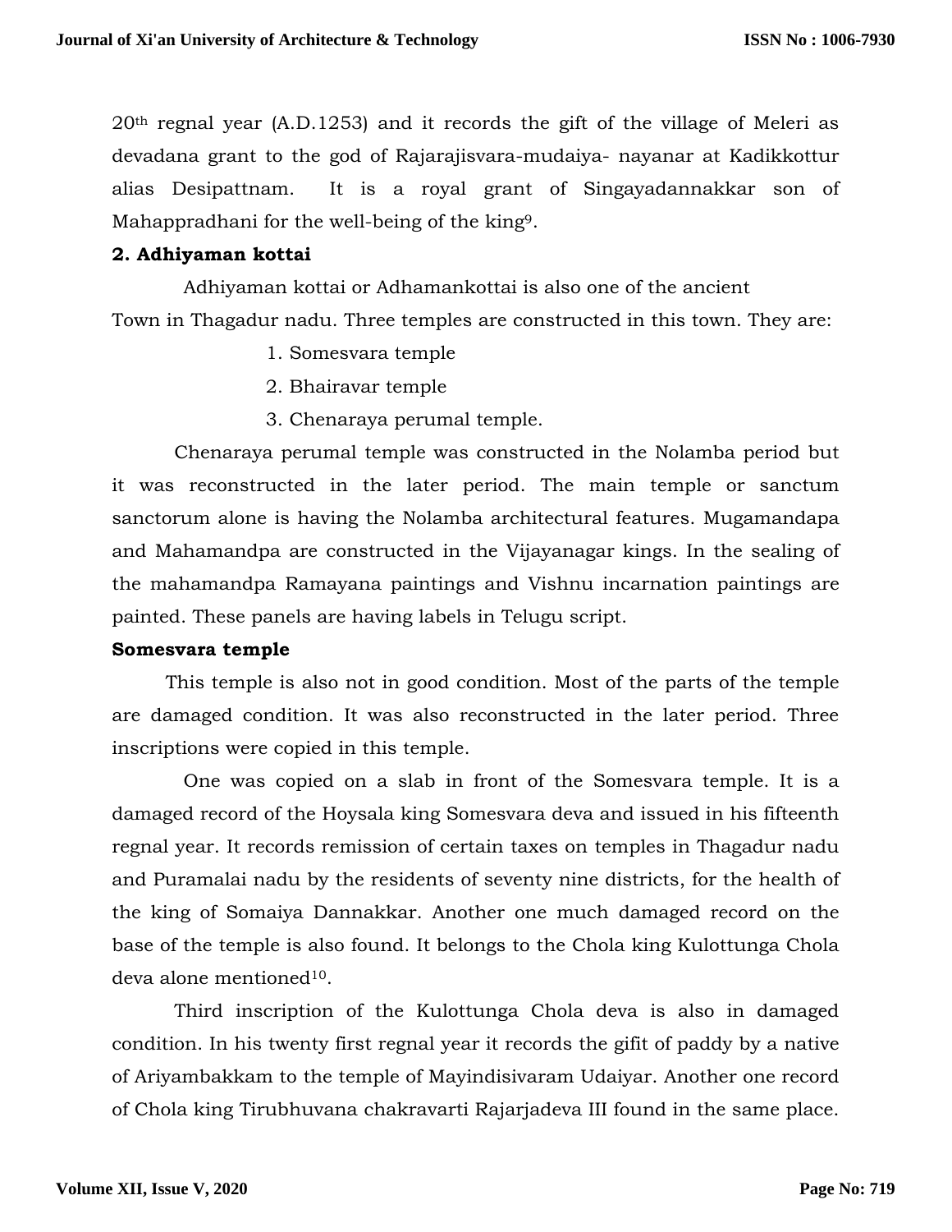20th regnal year (A.D.1253) and it records the gift of the village of Meleri as devadana grant to the god of Rajarajisvara-mudaiya- nayanar at Kadikkottur alias Desipattnam. It is a royal grant of Singayadannakkar son of Mahappradhani for the well-being of the king[9].

**2. Adhiyaman kottai**

Adhiyaman kottai or Adhamankottai is also one of the ancient Town in Thagadur nadu. Three temples are constructed in this town. They are:

1. Somesvara temple
2. Bhairavar temple
3. Chenaraya perumal temple.

Chenaraya perumal temple was constructed in the Nolamba period but it was reconstructed in the later period. The main temple or sanctum sanctorum alone is having the Nolamba architectural features. Mugamandapa and Mahamandpa are constructed in the Vijayanagar kings. In the sealing of the mahamandpa Ramayana paintings and Vishnu incarnation paintings are painted. These panels are having labels in Telugu script.

**Somesvara temple**

This temple is also not in good condition. Most of the parts of the temple are damaged condition. It was also reconstructed in the later period. Three inscriptions were copied in this temple.

One was copied on a slab in front of the Somesvara temple. It is a damaged record of the Hoysala king Somesvara deva and issued in his fifteenth regnal year. It records remission of certain taxes on temples in Thagadur nadu and Puramalai nadu by the residents of seventy nine districts, for the health of the king of Somaiya Dannakkar. Another one much damaged record on the base of the temple is also found. It belongs to the Chola king Kulottunga Chola deva alone mentioned[10].

Third inscription of the Kulottunga Chola deva is also in damaged condition. In his twenty first regnal year it records the gifit of paddy by a native of Ariyambakkam to the temple of Mayindisivaram Udaiyar. Another one record of Chola king Tirubhuvana chakravarti Rajarjadeva III found in the same place.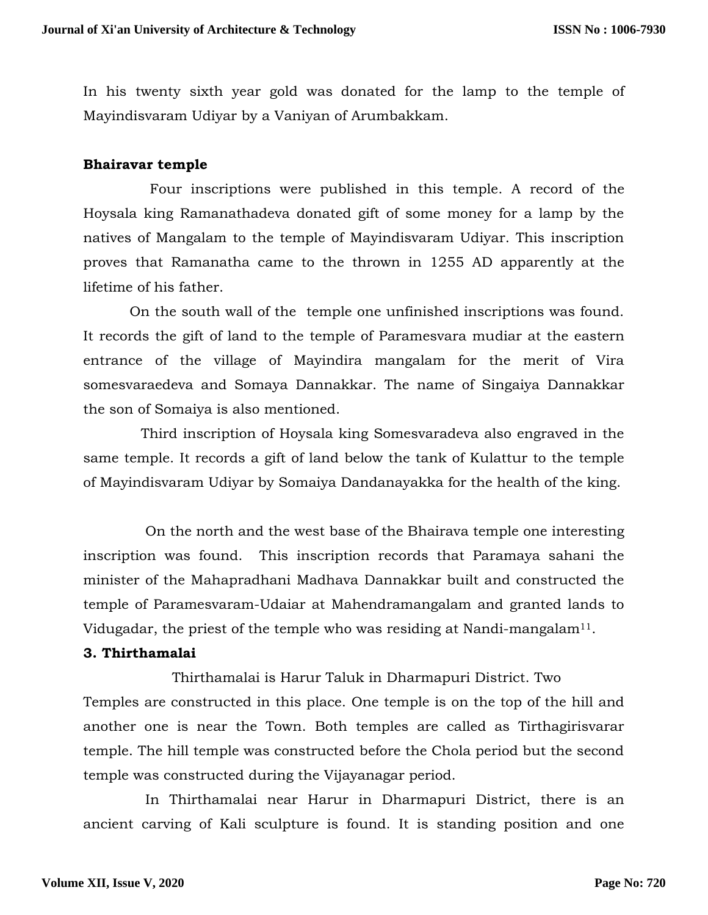In his twenty sixth year gold was donated for the lamp to the temple of Mayindisvaram Udiyar by a Vaniyan of Arumbakkam.

**Bhairavar temple**

Four inscriptions were published in this temple. A record of the Hoysala king Ramanathadeva donated gift of some money for a lamp by the natives of Mangalam to the temple of Mayindisvaram Udiyar. This inscription proves that Ramanatha came to the thrown in 1255 AD apparently at the lifetime of his father.

On the south wall of the temple one unfinished inscriptions was found. It records the gift of land to the temple of Paramesvara mudiar at the eastern entrance of the village of Mayindira mangalam for the merit of Vira somesvaraedeva and Somaya Dannakkar. The name of Singaiya Dannakkar the son of Somaiya is also mentioned.

Third inscription of Hoysala king Somesvaradeva also engraved in the same temple. It records a gift of land below the tank of Kulattur to the temple of Mayindisvaram Udiyar by Somaiya Dandanayakka for the health of the king.

On the north and the west base of the Bhairava temple one interesting inscription was found. This inscription records that Paramaya sahani the minister of the Mahapradhani Madhava Dannakkar built and constructed the temple of Paramesvaram-Udaiar at Mahendramangalam and granted lands to Vidugadar, the priest of the temple who was residing at Nandi-mangalam[11].

**3. Thirthamalai**

Thirthamalai is Harur Taluk in Dharmapuri District. Two Temples are constructed in this place. One temple is on the top of the hill and another one is near the Town. Both temples are called as Tirthagirisvarar temple. The hill temple was constructed before the Chola period but the second temple was constructed during the Vijayanagar period.

In Thirthamalai near Harur in Dharmapuri District, there is an ancient carving of Kali sculpture is found. It is standing position and one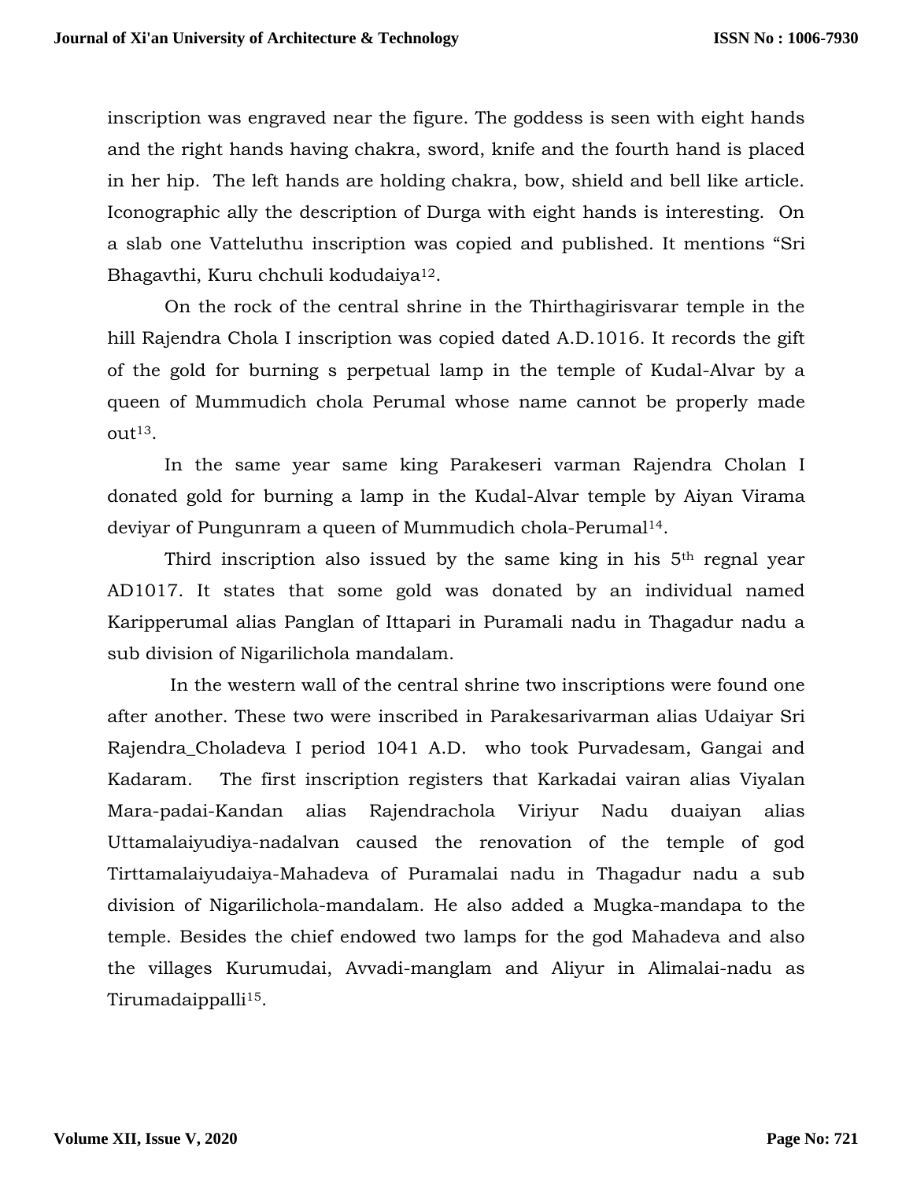inscription was engraved near the figure. The goddess is seen with eight hands and the right hands having chakra, sword, knife and the fourth hand is placed in her hip. The left hands are holding chakra, bow, shield and bell like article. Iconographic ally the description of Durga with eight hands is interesting. On a slab one Vatteluthu inscription was copied and published. It mentions "Sri Bhagavthi, Kuru chchuli kodudaiya[12].

On the rock of the central shrine in the Thirthagirisvarar temple in the hill Rajendra Chola I inscription was copied dated A.D.1016. It records the gift of the gold for burning s perpetual lamp in the temple of Kudal-Alvar by a queen of Mummudich chola Perumal whose name cannot be properly made out[13].

In the same year same king Parakeseri varman Rajendra Cholan I donated gold for burning a lamp in the Kudal-Alvar temple by Aiyan Virama deviyar of Pungunram a queen of Mummudich chola-Perumal[14].

Third inscription also issued by the same king in his 5th regnal year AD1017. It states that some gold was donated by an individual named Karipperumal alias Panglan of Ittapari in Puramali nadu in Thagadur nadu a sub division of Nigarilichola mandalam.

In the western wall of the central shrine two inscriptions were found one after another. These two were inscribed in Parakesarivarman alias Udaiyar Sri Rajendra_Choladeva I period 1041 A.D. who took Purvadesam, Gangai and Kadaram. The first inscription registers that Karkadai vairan alias Viyalan Mara-padai-Kandan alias Rajendrachola Viriyur Nadu duaiyan alias Uttamalaiyudiya-nadalvan caused the renovation of the temple of god Tirttamalaiyudaiya-Mahadeva of Puramalai nadu in Thagadur nadu a sub division of Nigarilichola-mandalam. He also added a Mugka-mandapa to the temple. Besides the chief endowed two lamps for the god Mahadeva and also the villages Kurumudai, Avvadi-manglam and Aliyur in Alimalai-nadu as Tirumadaippalli[15].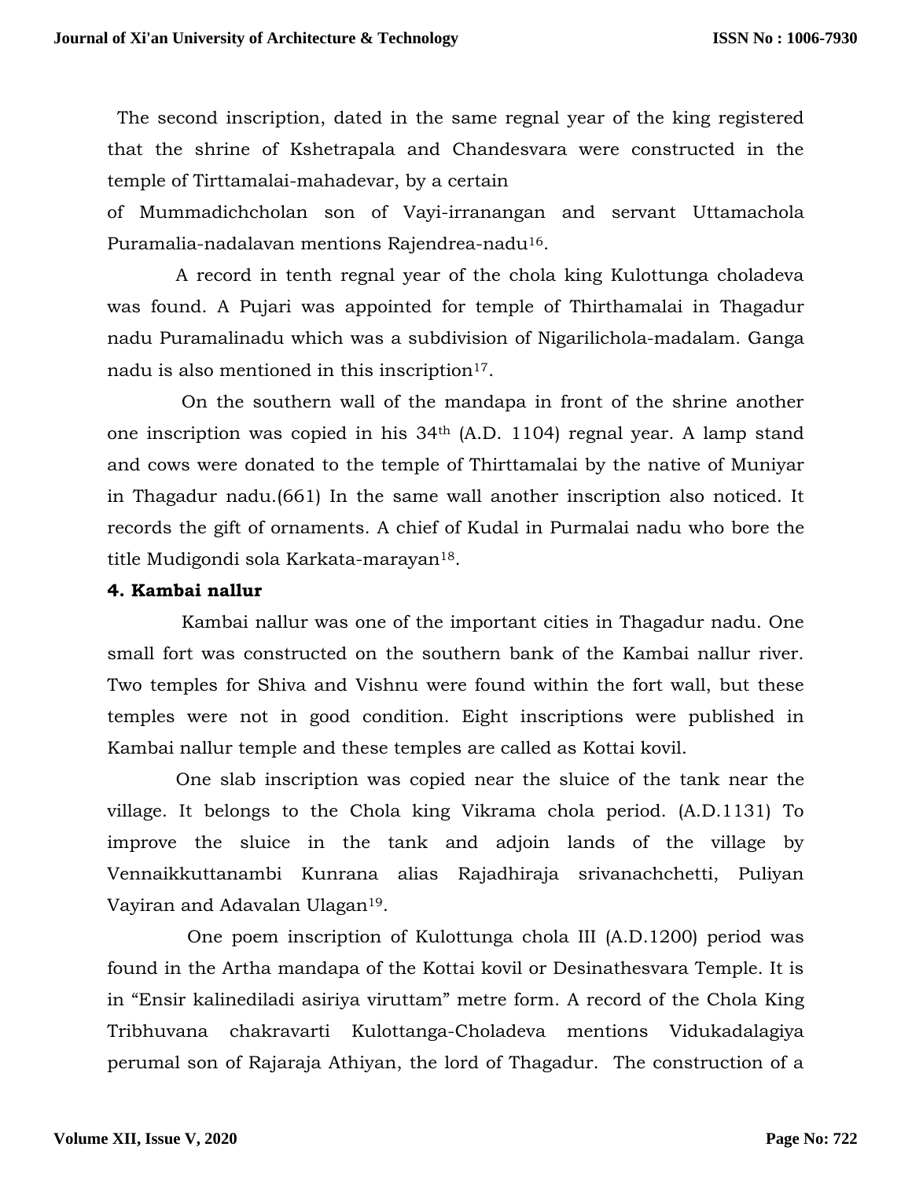The second inscription, dated in the same regnal year of the king registered that the shrine of Kshetrapala and Chandesvara were constructed in the temple of Tirttamalai-mahadevar, by a certain

of Mummadichcholan son of Vayi-irranangan and servant Uttamachola Puramalia-nadalavan mentions Rajendrea-nadu[16].

A record in tenth regnal year of the chola king Kulottunga choladeva was found. A Pujari was appointed for temple of Thirthamalai in Thagadur nadu Puramalinadu which was a subdivision of Nigarilichola-madalam. Ganga nadu is also mentioned in this inscription[17].

On the southern wall of the mandapa in front of the shrine another one inscription was copied in his 34th (A.D. 1104) regnal year. A lamp stand and cows were donated to the temple of Thirttamalai by the native of Muniyar in Thagadur nadu.(661) In the same wall another inscription also noticed. It records the gift of ornaments. A chief of Kudal in Purmalai nadu who bore the title Mudigondi sola Karkata-marayan[18].

**4. Kambai nallur**

Kambai nallur was one of the important cities in Thagadur nadu. One small fort was constructed on the southern bank of the Kambai nallur river. Two temples for Shiva and Vishnu were found within the fort wall, but these temples were not in good condition. Eight inscriptions were published in Kambai nallur temple and these temples are called as Kottai kovil.

One slab inscription was copied near the sluice of the tank near the village. It belongs to the Chola king Vikrama chola period. (A.D.1131) To improve the sluice in the tank and adjoin lands of the village by Vennaikkuttanambi Kunrana alias Rajadhiraja srivanachchetti, Puliyan Vayiran and Adavalan Ulagan[19].

One poem inscription of Kulottunga chola III (A.D.1200) period was found in the Artha mandapa of the Kottai kovil or Desinathesvara Temple. It is in "Ensir kalinediladi asiriya viruttam" metre form. A record of the Chola King Tribhuvana chakravarti Kulottanga-Choladeva mentions Vidukadalagiya perumal son of Rajaraja Athiyan, the lord of Thagadur. The construction of a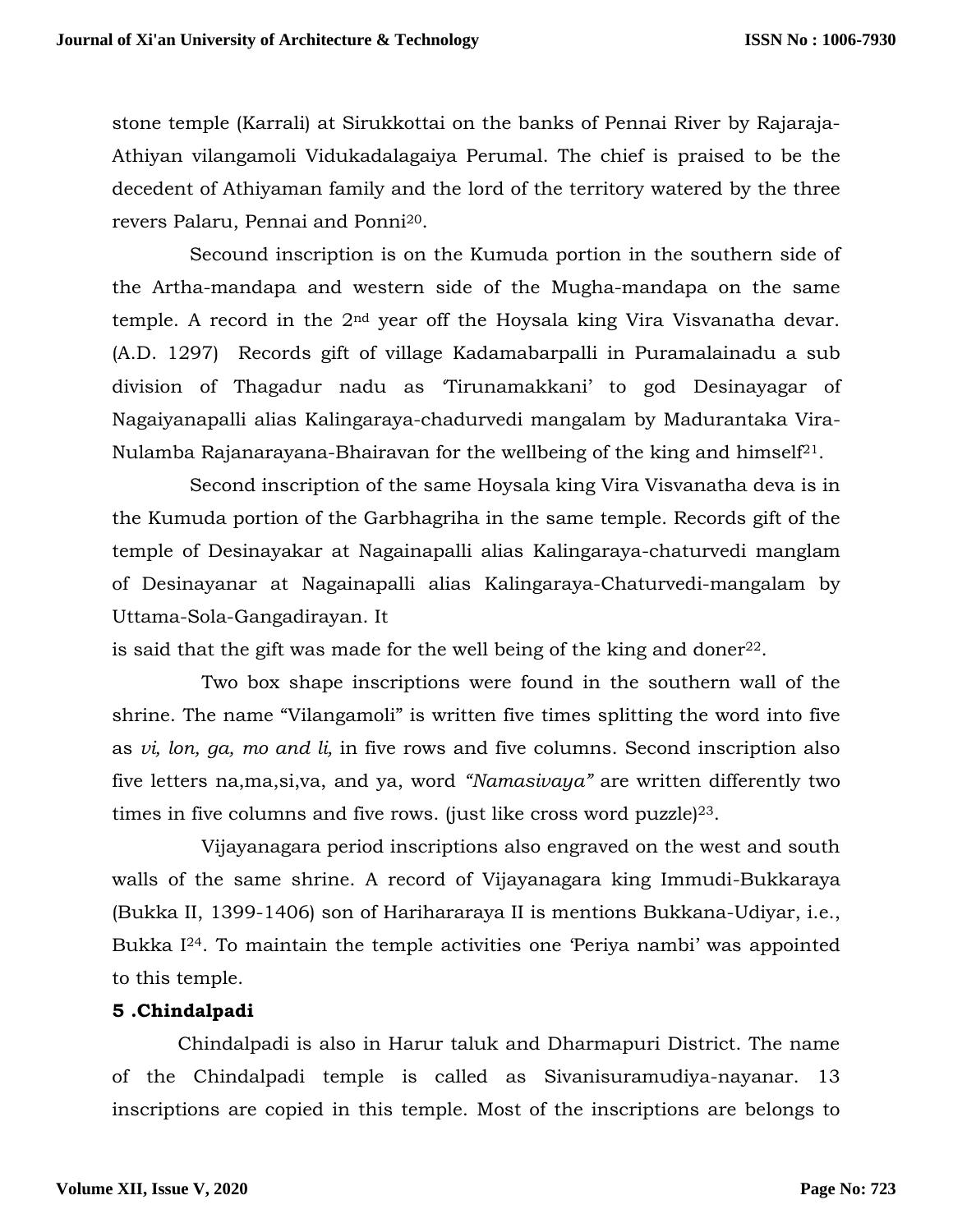stone temple (Karrali) at Sirukkottai on the banks of Pennai River by Rajaraja-Athiyan vilangamoli Vidukadalagaiya Perumal. The chief is praised to be the decedent of Athiyaman family and the lord of the territory watered by the three revers Palaru, Pennai and Ponni[20].

Secound inscription is on the Kumuda portion in the southern side of the Artha-mandapa and western side of the Mugha-mandapa on the same temple. A record in the 2nd year off the Hoysala king Vira Visvanatha devar. (A.D. 1297) Records gift of village Kadamabarpalli in Puramalainadu a sub division of Thagadur nadu as 'Tirunamakkani' to god Desinayagar of Nagaiyanapalli alias Kalingaraya-chadurvedi mangalam by Madurantaka Vira-Nulamba Rajanarayana-Bhairavan for the wellbeing of the king and himself[21].

Second inscription of the same Hoysala king Vira Visvanatha deva is in the Kumuda portion of the Garbhagriha in the same temple. Records gift of the temple of Desinayakar at Nagainapalli alias Kalingaraya-chaturvedi manglam of Desinayanar at Nagainapalli alias Kalingaraya-Chaturvedi-mangalam by Uttama-Sola-Gangadirayan. It is said that the gift was made for the well being of the king and doner[22].

Two box shape inscriptions were found in the southern wall of the shrine. The name "Vilangamoli" is written five times splitting the word into five as *vi, lon, ga, mo and li,* in five rows and five columns. Second inscription also five letters na,ma,si,va, and ya, word *"Namasivaya"* are written differently two times in five columns and five rows. (just like cross word puzzle)[23].

Vijayanagara period inscriptions also engraved on the west and south walls of the same shrine. A record of Vijayanagara king Immudi-Bukkaraya (Bukka II, 1399-1406) son of Harihararaya II is mentions Bukkana-Udiyar, i.e., Bukka I[24]. To maintain the temple activities one 'Periya nambi' was appointed to this temple.

**5 .Chindalpadi**

Chindalpadi is also in Harur taluk and Dharmapuri District. The name of the Chindalpadi temple is called as Sivanisuramudiya-nayanar. 13 inscriptions are copied in this temple. Most of the inscriptions are belongs to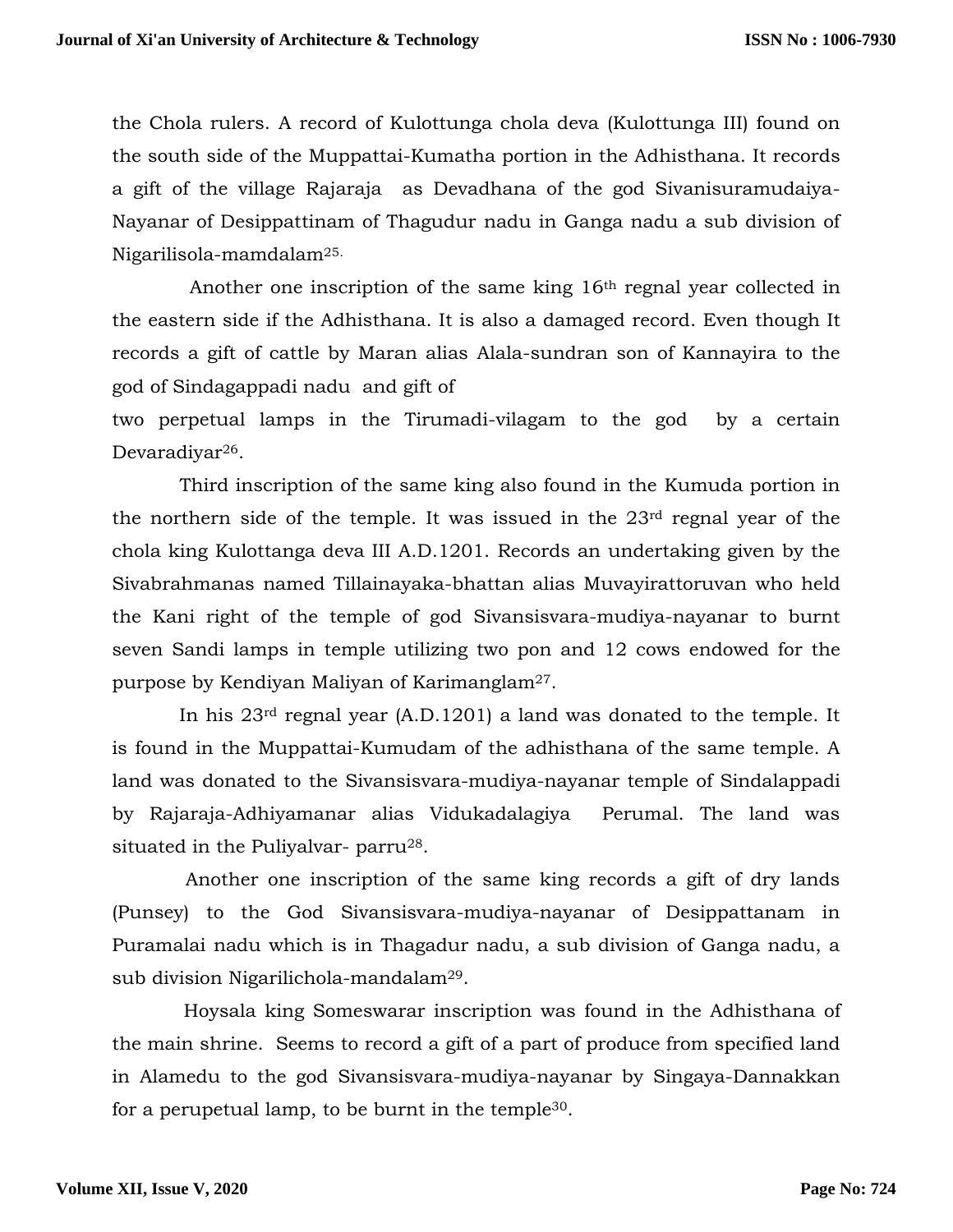the Chola rulers. A record of Kulottunga chola deva (Kulottunga III) found on the south side of the Muppattai-Kumatha portion in the Adhisthana. It records a gift of the village Rajaraja as Devadhana of the god Sivanisuramudaiya-Nayanar of Desippattinam of Thagudur nadu in Ganga nadu a sub division of Nigarilisola-mamdalam[25.]

Another one inscription of the same king 16th regnal year collected in the eastern side if the Adhisthana. It is also a damaged record. Even though It records a gift of cattle by Maran alias Alala-sundran son of Kannayira to the god of Sindagappadi nadu and gift of

two perpetual lamps in the Tirumadi-vilagam to the god by a certain Devaradiyar[26].

Third inscription of the same king also found in the Kumuda portion in the northern side of the temple. It was issued in the 23rd regnal year of the chola king Kulottanga deva III A.D.1201. Records an undertaking given by the Sivabrahmanas named Tillainayaka-bhattan alias Muvayirattoruvan who held the Kani right of the temple of god Sivansisvara-mudiya-nayanar to burnt seven Sandi lamps in temple utilizing two pon and 12 cows endowed for the purpose by Kendiyan Maliyan of Karimanglam[27].

In his 23rd regnal year (A.D.1201) a land was donated to the temple. It is found in the Muppattai-Kumudam of the adhisthana of the same temple. A land was donated to the Sivansisvara-mudiya-nayanar temple of Sindalappadi by Rajaraja-Adhiyamanar alias Vidukadalagiya Perumal. The land was situated in the Puliyalvar- parru[28].

Another one inscription of the same king records a gift of dry lands (Punsey) to the God Sivansisvara-mudiya-nayanar of Desippattanam in Puramalai nadu which is in Thagadur nadu, a sub division of Ganga nadu, a sub division Nigarilichola-mandalam[29].

Hoysala king Someswarar inscription was found in the Adhisthana of the main shrine. Seems to record a gift of a part of produce from specified land in Alamedu to the god Sivansisvara-mudiya-nayanar by Singaya-Dannakkan for a perupetual lamp, to be burnt in the temple[30].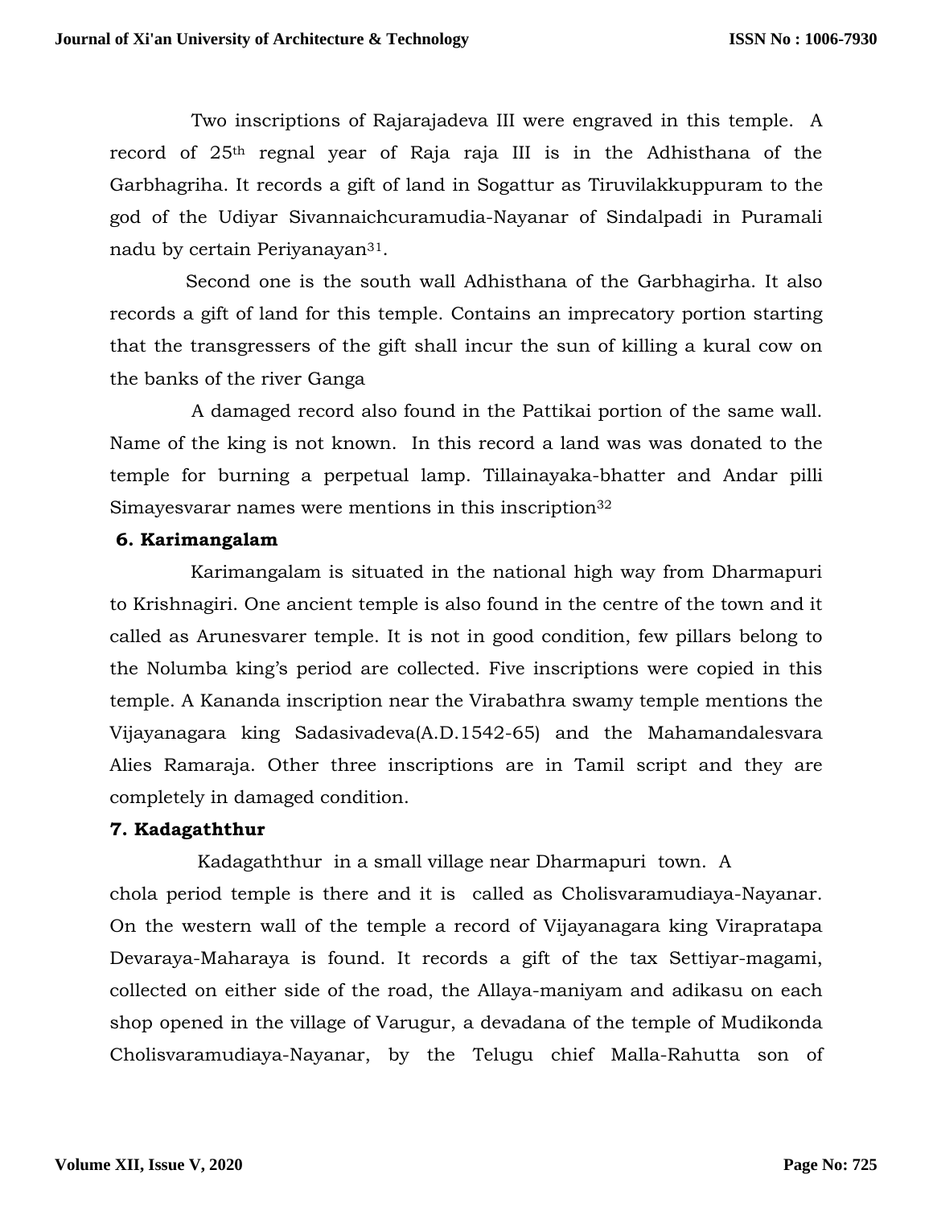Two inscriptions of Rajarajadeva III were engraved in this temple. A record of 25th regnal year of Raja raja III is in the Adhisthana of the Garbhagriha. It records a gift of land in Sogattur as Tiruvilakkuppuram to the god of the Udiyar Sivannaichcuramudia-Nayanar of Sindalpadi in Puramali nadu by certain Periyanayan[31].

Second one is the south wall Adhisthana of the Garbhagirha. It also records a gift of land for this temple. Contains an imprecatory portion starting that the transgressers of the gift shall incur the sun of killing a kural cow on the banks of the river Ganga

A damaged record also found in the Pattikai portion of the same wall. Name of the king is not known. In this record a land was was donated to the temple for burning a perpetual lamp. Tillainayaka-bhatter and Andar pilli Simayesvarar names were mentions in this inscription[32]

**6. Karimangalam**

Karimangalam is situated in the national high way from Dharmapuri to Krishnagiri. One ancient temple is also found in the centre of the town and it called as Arunesvarer temple. It is not in good condition, few pillars belong to the Nolumba king's period are collected. Five inscriptions were copied in this temple. A Kananda inscription near the Virabathra swamy temple mentions the Vijayanagara king Sadasivadeva(A.D.1542-65) and the Mahamandalesvara Alies Ramaraja. Other three inscriptions are in Tamil script and they are completely in damaged condition.

**7. Kadagaththur**

Kadagaththur in a small village near Dharmapuri town. A chola period temple is there and it is called as Cholisvaramudiaya-Nayanar. On the western wall of the temple a record of Vijayanagara king Virapratapa Devaraya-Maharaya is found. It records a gift of the tax Settiyar-magami, collected on either side of the road, the Allaya-maniyam and adikasu on each shop opened in the village of Varugur, a devadana of the temple of Mudikonda Cholisvaramudiaya-Nayanar, by the Telugu chief Malla-Rahutta son of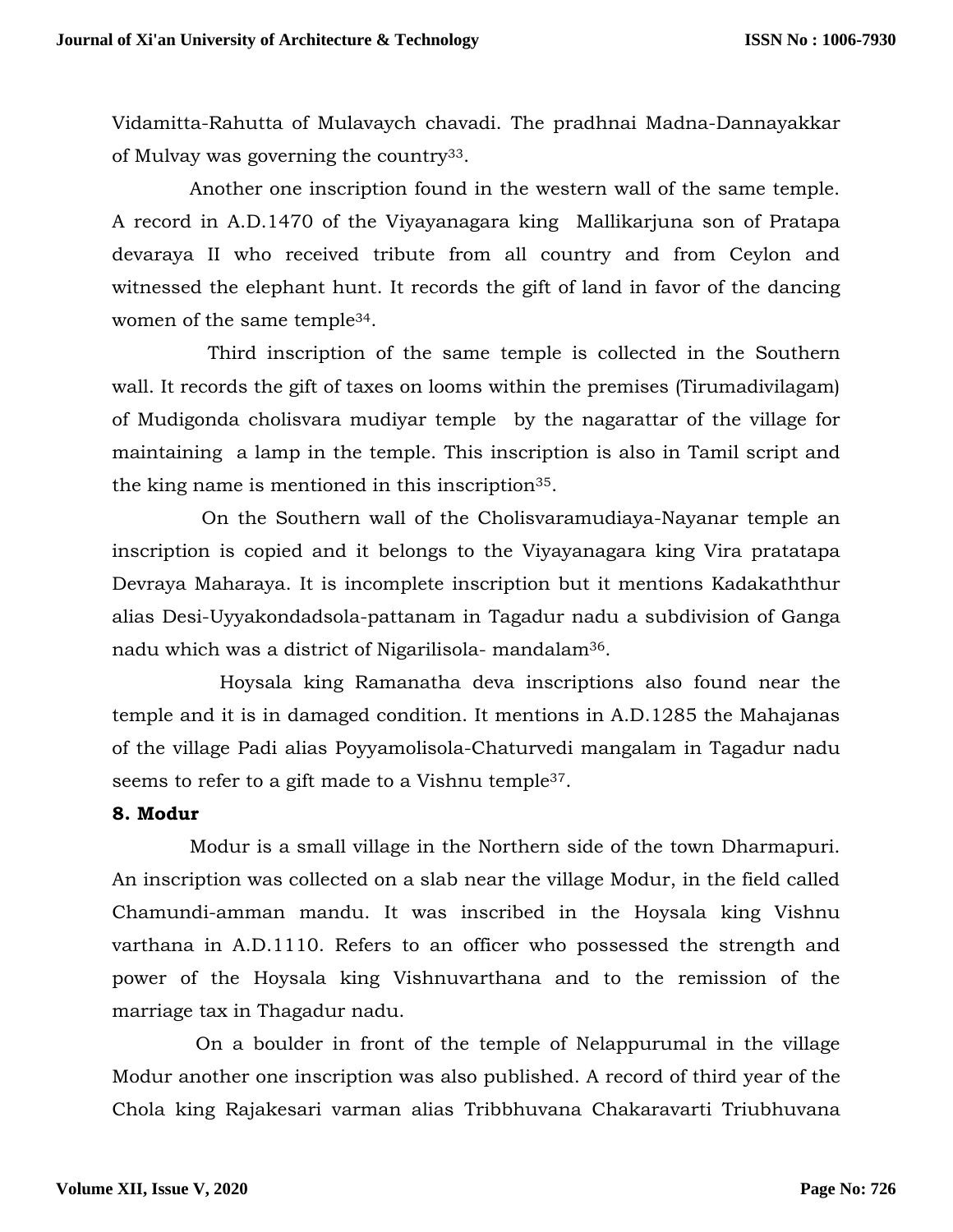Vidamitta-Rahutta of Mulavaych chavadi. The pradhnai Madna-Dannayakkar of Mulvay was governing the country[33].

Another one inscription found in the western wall of the same temple. A record in A.D.1470 of the Viyayanagara king Mallikarjuna son of Pratapa devaraya II who received tribute from all country and from Ceylon and witnessed the elephant hunt. It records the gift of land in favor of the dancing women of the same temple[34].

Third inscription of the same temple is collected in the Southern wall. It records the gift of taxes on looms within the premises (Tirumadivilagam) of Mudigonda cholisvara mudiyar temple by the nagarattar of the village for maintaining a lamp in the temple. This inscription is also in Tamil script and the king name is mentioned in this inscription[35].

On the Southern wall of the Cholisvaramudiaya-Nayanar temple an inscription is copied and it belongs to the Viyayanagara king Vira pratatapa Devraya Maharaya. It is incomplete inscription but it mentions Kadakaththur alias Desi-Uyyakondadsola-pattanam in Tagadur nadu a subdivision of Ganga nadu which was a district of Nigarilisola- mandalam[36].

Hoysala king Ramanatha deva inscriptions also found near the temple and it is in damaged condition. It mentions in A.D.1285 the Mahajanas of the village Padi alias Poyyamolisola-Chaturvedi mangalam in Tagadur nadu seems to refer to a gift made to a Vishnu temple[37].

**8. Modur**

Modur is a small village in the Northern side of the town Dharmapuri. An inscription was collected on a slab near the village Modur, in the field called Chamundi-amman mandu. It was inscribed in the Hoysala king Vishnu varthana in A.D.1110. Refers to an officer who possessed the strength and power of the Hoysala king Vishnuvarthana and to the remission of the marriage tax in Thagadur nadu.

On a boulder in front of the temple of Nelappurumal in the village Modur another one inscription was also published. A record of third year of the Chola king Rajakesari varman alias Tribbhuvana Chakaravarti Triubhuvana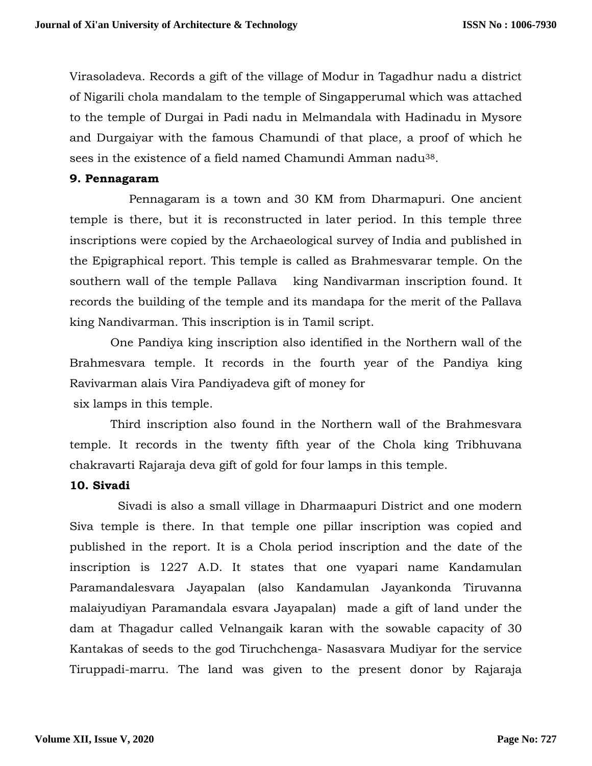Virasoladeva. Records a gift of the village of Modur in Tagadhur nadu a district of Nigarili chola mandalam to the temple of Singapperumal which was attached to the temple of Durgai in Padi nadu in Melmandala with Hadinadu in Mysore and Durgaiyar with the famous Chamundi of that place, a proof of which he sees in the existence of a field named Chamundi Amman nadu[38].

**9. Pennagaram**

Pennagaram is a town and 30 KM from Dharmapuri. One ancient temple is there, but it is reconstructed in later period. In this temple three inscriptions were copied by the Archaeological survey of India and published in the Epigraphical report. This temple is called as Brahmesvarar temple. On the southern wall of the temple Pallava king Nandivarman inscription found. It records the building of the temple and its mandapa for the merit of the Pallava king Nandivarman. This inscription is in Tamil script.

One Pandiya king inscription also identified in the Northern wall of the Brahmesvara temple. It records in the fourth year of the Pandiya king Ravivarman alais Vira Pandiyadeva gift of money for six lamps in this temple.

Third inscription also found in the Northern wall of the Brahmesvara temple. It records in the twenty fifth year of the Chola king Tribhuvana chakravarti Rajaraja deva gift of gold for four lamps in this temple.

**10. Sivadi**

Sivadi is also a small village in Dharmaapuri District and one modern Siva temple is there. In that temple one pillar inscription was copied and published in the report. It is a Chola period inscription and the date of the inscription is 1227 A.D. It states that one vyapari name Kandamulan Paramandalesvara Jayapalan (also Kandamulan Jayankonda Tiruvanna malaiyudiyan Paramandala esvara Jayapalan) made a gift of land under the dam at Thagadur called Velnangaik karan with the sowable capacity of 30 Kantakas of seeds to the god Tiruchchenga- Nasasvara Mudiyar for the service Tiruppadi-marru. The land was given to the present donor by Rajaraja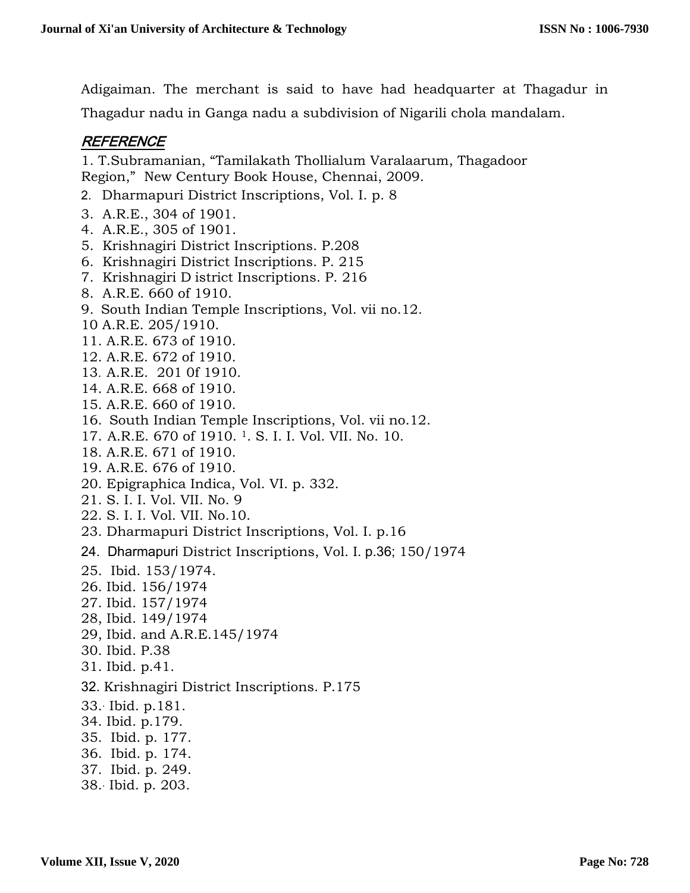Adigaiman. The merchant is said to have had headquarter at Thagadur in Thagadur nadu in Ganga nadu a subdivision of Nigarili chola mandalam.

## *REFERENCE*

1. T.Subramanian, "Tamilakath Thollialum Varalaarum, Thagadoor Region," New Century Book House, Chennai, 2009.
2. Dharmapuri District Inscriptions, Vol. I. p. 8
3. A.R.E., 304 of 1901.
4. A.R.E., 305 of 1901.
5. Krishnagiri District Inscriptions. P.208
6. Krishnagiri District Inscriptions. P. 215
7. Krishnagiri D istrict Inscriptions. P. 216
8. A.R.E. 660 of 1910.
9. South Indian Temple Inscriptions, Vol. vii no.12.
10 A.R.E. 205/1910.
11. A.R.E. 673 of 1910.
12. A.R.E. 672 of 1910.
13. A.R.E. 201 0f 1910.
14. A.R.E. 668 of 1910.
15. A.R.E. 660 of 1910.
16. South Indian Temple Inscriptions, Vol. vii no.12.
17. A.R.E. 670 of 1910. [1]. S. I. I. Vol. VII. No. 10.
18. A.R.E. 671 of 1910.
19. A.R.E. 676 of 1910.
20. Epigraphica Indica, Vol. VI. p. 332.
21. S. I. I. Vol. VII. No. 9
22. S. I. I. Vol. VII. No.10.
23. Dharmapuri District Inscriptions, Vol. I. p.16
24. Dharmapuri District Inscriptions, Vol. I. p.36; 150/1974
25. Ibid. 153/1974.
26. Ibid. 156/1974
27. Ibid. 157/1974
28, Ibid. 149/1974
29, Ibid. and A.R.E.145/1974
30. Ibid. P.38
31. Ibid. p.41.
32. Krishnagiri District Inscriptions. P.175
33. Ibid. p.181.
34. Ibid. p.179.
35. Ibid. p. 177.
36. Ibid. p. 174.
37. Ibid. p. 249.
38. Ibid. p. 203.